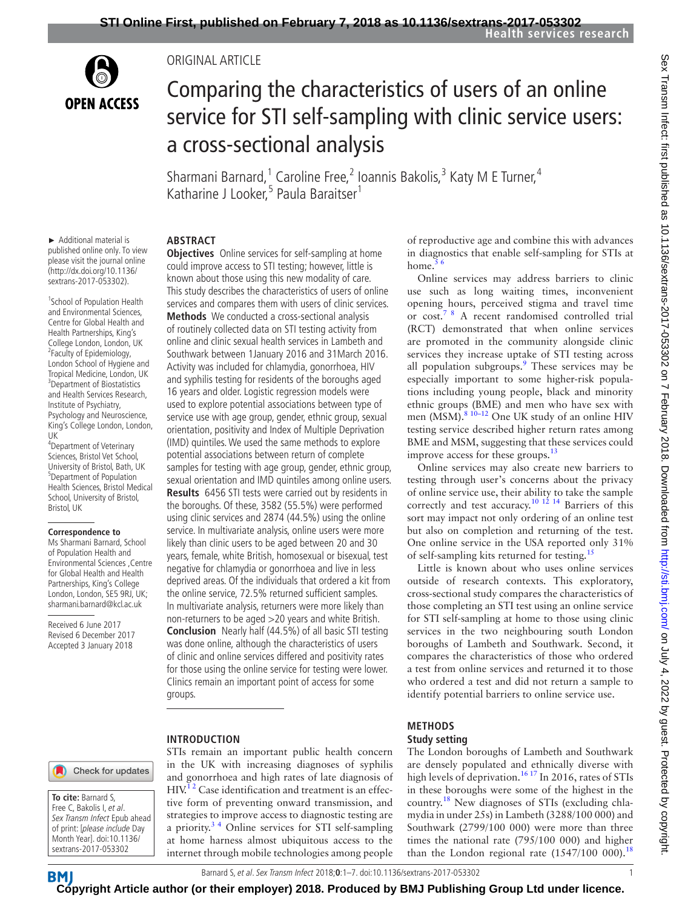ORIGINAL ARTICLE

# Comparing the characteristics of users of an online service for STI self-sampling with clinic service users: a cross-sectional analysis

Sharmani Barnard,[1] Caroline Free,[2] Ioannis Bakolis,[3] Katy M E Turner,[4] Katharine J Looker,[5] Paula Baraitser[1]

► Additional material is published online only. To view please visit the journal online (http://dx.doi.org/10.1136/sextrans-2017-053302).

[1]School of Population Health and Environmental Sciences, Centre for Global Health and Health Partnerships, King's College London, London, UK
[2]Faculty of Epidemiology, London School of Hygiene and Tropical Medicine, London, UK
[3]Department of Biostatistics and Health Services Research, Institute of Psychiatry, Psychology and Neuroscience, King's College London, London, UK
[4]Department of Veterinary Sciences, Bristol Vet School, University of Bristol, Bath, UK
[5]Department of Population Health Sciences, Bristol Medical School, University of Bristol, Bristol, UK

**Correspondence to**
Ms Sharmani Barnard, School of Population Health and Environmental Sciences ,Centre for Global Health and Health Partnerships, King's College London, London, SE5 9RJ, UK; sharmani.barnard@kcl.ac.uk

Received 6 June 2017
Revised 6 December 2017
Accepted 3 January 2018

## ABSTRACT

**Objectives** Online services for self-sampling at home could improve access to STI testing; however, little is known about those using this new modality of care. This study describes the characteristics of users of online services and compares them with users of clinic services.
**Methods** We conducted a cross-sectional analysis of routinely collected data on STI testing activity from online and clinic sexual health services in Lambeth and Southwark between 1January 2016 and 31March 2016. Activity was included for chlamydia, gonorrhoea, HIV and syphilis testing for residents of the boroughs aged 16 years and older. Logistic regression models were used to explore potential associations between type of service use with age group, gender, ethnic group, sexual orientation, positivity and Index of Multiple Deprivation (IMD) quintiles. We used the same methods to explore potential associations between return of complete samples for testing with age group, gender, ethnic group, sexual orientation and IMD quintiles among online users.
**Results** 6456 STI tests were carried out by residents in the boroughs. Of these, 3582 (55.5%) were performed using clinic services and 2874 (44.5%) using the online service. In multivariate analysis, online users were more likely than clinic users to be aged between 20 and 30 years, female, white British, homosexual or bisexual, test negative for chlamydia or gonorrhoea and live in less deprived areas. Of the individuals that ordered a kit from the online service, 72.5% returned sufficient samples. In multivariate analysis, returners were more likely than non-returners to be aged >20 years and white British.
**Conclusion** Nearly half (44.5%) of all basic STI testing was done online, although the characteristics of users of clinic and online services differed and positivity rates for those using the online service for testing were lower. Clinics remain an important point of access for some groups.

## INTRODUCTION

STIs remain an important public health concern in the UK with increasing diagnoses of syphilis and gonorrhoea and high rates of late diagnosis of HIV.[1,2] Case identification and treatment is an effective form of preventing onward transmission, and strategies to improve access to diagnostic testing are a priority.[3,4] Online services for STI self-sampling at home harness almost ubiquitous access to the internet through mobile technologies among people of reproductive age and combine this with advances in diagnostics that enable self-sampling for STIs at home.[5,6]

Online services may address barriers to clinic use such as long waiting times, inconvenient opening hours, perceived stigma and travel time or cost.[7,8] A recent randomised controlled trial (RCT) demonstrated that when online services are promoted in the community alongside clinic services they increase uptake of STI testing across all population subgroups.[9] These services may be especially important to some higher-risk populations including young people, black and minority ethnic groups (BME) and men who have sex with men (MSM).[8,10–12] One UK study of an online HIV testing service described higher return rates among BME and MSM, suggesting that these services could improve access for these groups.[13]

Online services may also create new barriers to testing through user's concerns about the privacy of online service use, their ability to take the sample correctly and test accuracy.[10,12,14] Barriers of this sort may impact not only ordering of an online test but also on completion and returning of the test. One online service in the USA reported only 31% of self-sampling kits returned for testing.[15]

Little is known about who uses online services outside of research contexts. This exploratory, cross-sectional study compares the characteristics of those completing an STI test using an online service for STI self-sampling at home to those using clinic services in the two neighbouring south London boroughs of Lambeth and Southwark. Second, it compares the characteristics of those who ordered a test from online services and returned it to those who ordered a test and did not return a sample to identify potential barriers to online service use.

## METHODS

### Study setting

The London boroughs of Lambeth and Southwark are densely populated and ethnically diverse with high levels of deprivation.[16,17] In 2016, rates of STIs in these boroughs were some of the highest in the country.[18] New diagnoses of STIs (excluding chlamydia in under 25s) in Lambeth (3288/100 000) and Southwark (2799/100 000) were more than three times the national rate (795/100 000) and higher than the London regional rate (1547/100 000).[18]

**To cite:** Barnard S, Free C, Bakolis I, *et al*. *Sex Transm Infect* Epub ahead of print: [*please include* Day Month Year]. doi:10.1136/sextrans-2017-053302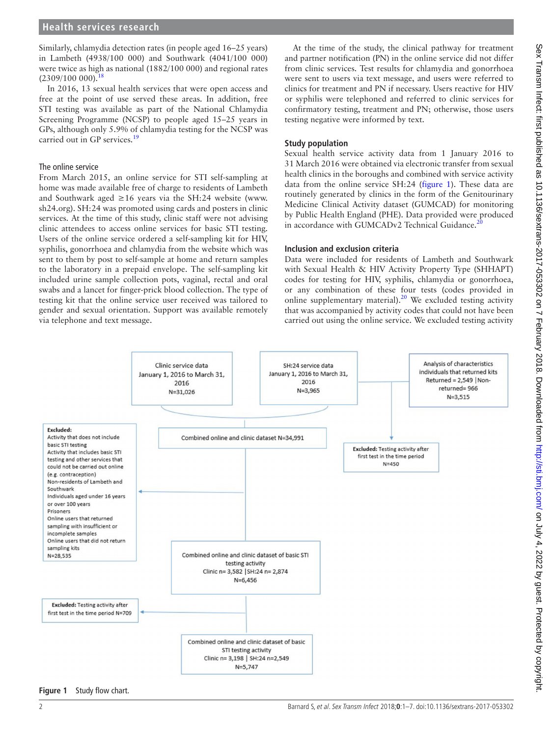Similarly, chlamydia detection rates (in people aged 16–25 years) in Lambeth (4938/100 000) and Southwark (4041/100 000) were twice as high as national (1882/100 000) and regional rates (2309/100 000).[18]

In 2016, 13 sexual health services that were open access and free at the point of use served these areas. In addition, free STI testing was available as part of the National Chlamydia Screening Programme (NCSP) to people aged 15–25 years in GPs, although only 5.9% of chlamydia testing for the NCSP was carried out in GP services.[19]

### The online service

From March 2015, an online service for STI self-sampling at home was made available free of charge to residents of Lambeth and Southwark aged ≥16 years via the SH:24 website (www.sh24.org). SH:24 was promoted using cards and posters in clinic services. At the time of this study, clinic staff were not advising clinic attendees to access online services for basic STI testing. Users of the online service ordered a self-sampling kit for HIV, syphilis, gonorrhoea and chlamydia from the website which was sent to them by post to self-sample at home and return samples to the laboratory in a prepaid envelope. The self-sampling kit included urine sample collection pots, vaginal, rectal and oral swabs and a lancet for finger-prick blood collection. The type of testing kit that the online service user received was tailored to gender and sexual orientation. Support was available remotely via telephone and text message.

At the time of the study, the clinical pathway for treatment and partner notification (PN) in the online service did not differ from clinic services. Test results for chlamydia and gonorrhoea were sent to users via text message, and users were referred to clinics for treatment and PN if necessary. Users reactive for HIV or syphilis were telephoned and referred to clinic services for confirmatory testing, treatment and PN; otherwise, those users testing negative were informed by text.

## Study population

Sexual health service activity data from 1 January 2016 to 31 March 2016 were obtained via electronic transfer from sexual health clinics in the boroughs and combined with service activity data from the online service SH:24 (figure 1). These data are routinely generated by clinics in the form of the Genitourinary Medicine Clinical Activity dataset (GUMCAD) for monitoring by Public Health England (PHE). Data provided were produced in accordance with GUMCADv2 Technical Guidance.[20]

## Inclusion and exclusion criteria

Data were included for residents of Lambeth and Southwark with Sexual Health & HIV Activity Property Type (SHHAPT) codes for testing for HIV, syphilis, chlamydia or gonorrhoea, or any combination of these four tests (codes provided in online supplementary material).[20] We excluded testing activity that was accompanied by activity codes that could not have been carried out using the online service. We excluded testing activity

Clinic service data January 1, 2016 to March 31, 2016 N=31,026

SH:24 service data January 1, 2016 to March 31, 2016 N=3,965

Analysis of characteristics individuals that returned kits Returned = 2,549 | Non-returned= 966 N=3,515

Excluded: Testing activity after first test in the time period N=450

Combined online and clinic dataset N=34,991

Excluded: Activity that does not include basic STI testing; Activity that includes basic STI testing and other services that could not be carried out online (e.g. contraception); Non-residents of Lambeth and Southwark; Individuals aged under 16 years or over 100 years; Prisoners; Online users that returned sampling with insufficient or incomplete samples; Online users that did not return sampling kits; N=28,535

Combined online and clinic dataset of basic STI testing activity Clinic n= 3,582 | SH:24 n= 2,874 N=6,456

Excluded: Testing activity after first test in the time period N=709

Combined online and clinic dataset of basic STI testing activity Clinic n= 3,198 | SH:24 n=2,549 N=5,747

**Figure 1** Study flow chart.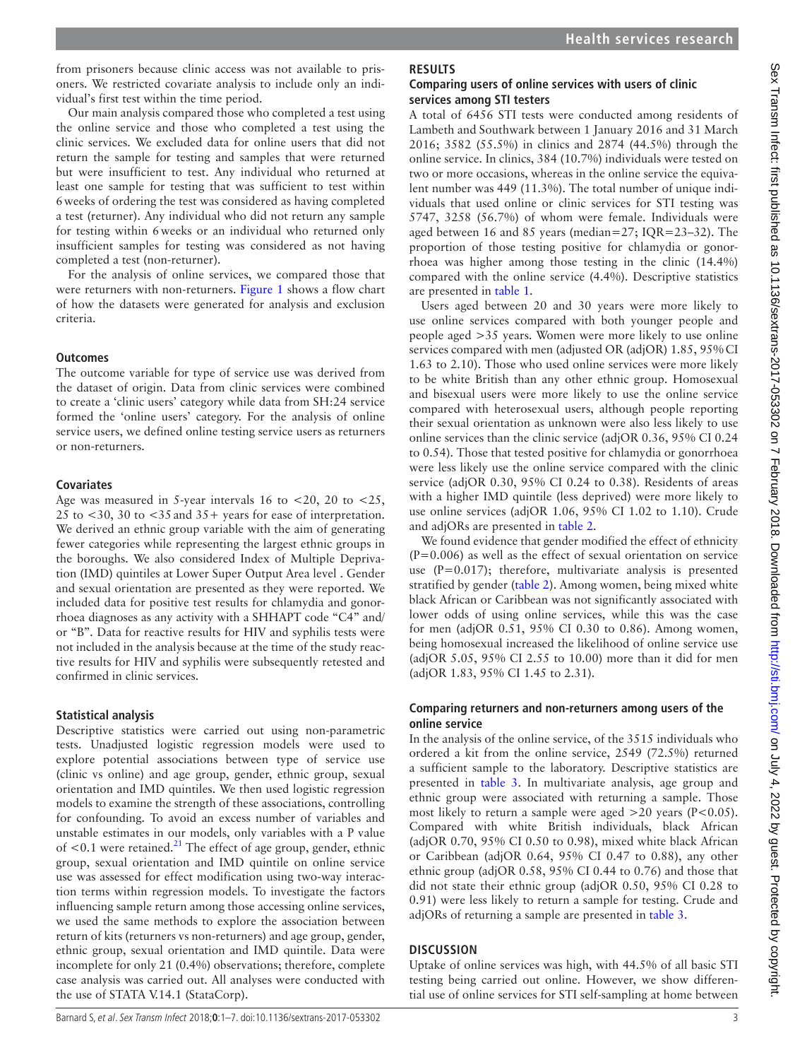from prisoners because clinic access was not available to prisoners. We restricted covariate analysis to include only an individual's first test within the time period.

Our main analysis compared those who completed a test using the online service and those who completed a test using the clinic services. We excluded data for online users that did not return the sample for testing and samples that were returned but were insufficient to test. Any individual who returned at least one sample for testing that was sufficient to test within 6 weeks of ordering the test was considered as having completed a test (returner). Any individual who did not return any sample for testing within 6 weeks or an individual who returned only insufficient samples for testing was considered as not having completed a test (non-returner).

For the analysis of online services, we compared those that were returners with non-returners. Figure 1 shows a flow chart of how the datasets were generated for analysis and exclusion criteria.

### Outcomes

The outcome variable for type of service use was derived from the dataset of origin. Data from clinic services were combined to create a 'clinic users' category while data from SH:24 service formed the 'online users' category. For the analysis of online service users, we defined online testing service users as returners or non-returners.

### Covariates

Age was measured in 5-year intervals 16 to <20, 20 to <25, 25 to <30, 30 to <35 and 35+ years for ease of interpretation. We derived an ethnic group variable with the aim of generating fewer categories while representing the largest ethnic groups in the boroughs. We also considered Index of Multiple Deprivation (IMD) quintiles at Lower Super Output Area level. Gender and sexual orientation are presented as they were reported. We included data for positive test results for chlamydia and gonorrhoea diagnoses as any activity with a SHHAPT code "C4" and/or "B". Data for reactive results for HIV and syphilis tests were not included in the analysis because at the time of the study reactive results for HIV and syphilis were subsequently retested and confirmed in clinic services.

### Statistical analysis

Descriptive statistics were carried out using non-parametric tests. Unadjusted logistic regression models were used to explore potential associations between type of service use (clinic vs online) and age group, gender, ethnic group, sexual orientation and IMD quintiles. We then used logistic regression models to examine the strength of these associations, controlling for confounding. To avoid an excess number of variables and unstable estimates in our models, only variables with a P value of <0.1 were retained.[21] The effect of age group, gender, ethnic group, sexual orientation and IMD quintile on online service use was assessed for effect modification using two-way interaction terms within regression models. To investigate the factors influencing sample return among those accessing online services, we used the same methods to explore the association between return of kits (returners vs non-returners) and age group, gender, ethnic group, sexual orientation and IMD quintile. Data were incomplete for only 21 (0.4%) observations; therefore, complete case analysis was carried out. All analyses were conducted with the use of STATA V.14.1 (StataCorp).

## RESULTS

### Comparing users of online services with users of clinic services among STI testers

A total of 6456 STI tests were conducted among residents of Lambeth and Southwark between 1 January 2016 and 31 March 2016; 3582 (55.5%) in clinics and 2874 (44.5%) through the online service. In clinics, 384 (10.7%) individuals were tested on two or more occasions, whereas in the online service the equivalent number was 449 (11.3%). The total number of unique individuals that used online or clinic services for STI testing was 5747, 3258 (56.7%) of whom were female. Individuals were aged between 16 and 85 years (median=27; IQR=23–32). The proportion of those testing positive for chlamydia or gonorrhoea was higher among those testing in the clinic (14.4%) compared with the online service (4.4%). Descriptive statistics are presented in table 1.

Users aged between 20 and 30 years were more likely to use online services compared with both younger people and people aged >35 years. Women were more likely to use online services compared with men (adjusted OR (adjOR) 1.85, 95% CI 1.63 to 2.10). Those who used online services were more likely to be white British than any other ethnic group. Homosexual and bisexual users were more likely to use the online service compared with heterosexual users, although people reporting their sexual orientation as unknown were also less likely to use online services than the clinic service (adjOR 0.36, 95% CI 0.24 to 0.54). Those that tested positive for chlamydia or gonorrhoea were less likely use the online service compared with the clinic service (adjOR 0.30, 95% CI 0.24 to 0.38). Residents of areas with a higher IMD quintile (less deprived) were more likely to use online services (adjOR 1.06, 95% CI 1.02 to 1.10). Crude and adjORs are presented in table 2.

We found evidence that gender modified the effect of ethnicity (P=0.006) as well as the effect of sexual orientation on service use (P=0.017); therefore, multivariate analysis is presented stratified by gender (table 2). Among women, being mixed white black African or Caribbean was not significantly associated with lower odds of using online services, while this was the case for men (adjOR 0.51, 95% CI 0.30 to 0.86). Among women, being homosexual increased the likelihood of online service use (adjOR 5.05, 95% CI 2.55 to 10.00) more than it did for men (adjOR 1.83, 95% CI 1.45 to 2.31).

### Comparing returners and non-returners among users of the online service

In the analysis of the online service, of the 3515 individuals who ordered a kit from the online service, 2549 (72.5%) returned a sufficient sample to the laboratory. Descriptive statistics are presented in table 3. In multivariate analysis, age group and ethnic group were associated with returning a sample. Those most likely to return a sample were aged >20 years (P<0.05). Compared with white British individuals, black African (adjOR 0.70, 95% CI 0.50 to 0.98), mixed white black African or Caribbean (adjOR 0.64, 95% CI 0.47 to 0.88), any other ethnic group (adjOR 0.58, 95% CI 0.44 to 0.76) and those that did not state their ethnic group (adjOR 0.50, 95% CI 0.28 to 0.91) were less likely to return a sample for testing. Crude and adjORs of returning a sample are presented in table 3.

## DISCUSSION

Uptake of online services was high, with 44.5% of all basic STI testing being carried out online. However, we show differential use of online services for STI self-sampling at home between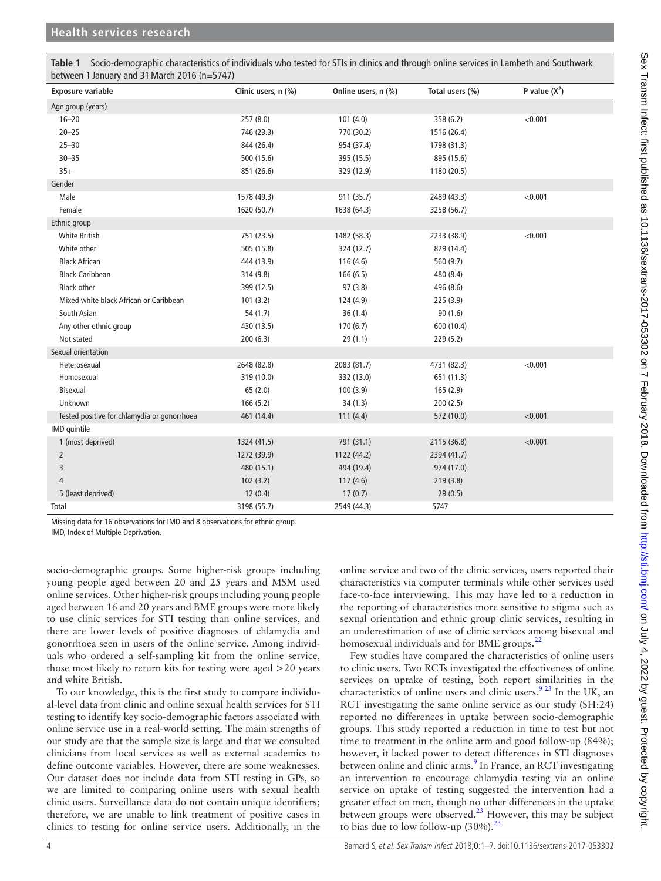**Table 1** Socio-demographic characteristics of individuals who tested for STIs in clinics and through online services in Lambeth and Southwark between 1 January and 31 March 2016 (n=5747)

| Exposure variable | Clinic users, n (%) | Online users, n (%) | Total users (%) | P value ($X^2$) |
|---|---|---|---|---|
| Age group (years) | | | | |
| 16–20 | 257 (8.0) | 101 (4.0) | 358 (6.2) | <0.001 |
| 20–25 | 746 (23.3) | 770 (30.2) | 1516 (26.4) | |
| 25–30 | 844 (26.4) | 954 (37.4) | 1798 (31.3) | |
| 30–35 | 500 (15.6) | 395 (15.5) | 895 (15.6) | |
| 35+ | 851 (26.6) | 329 (12.9) | 1180 (20.5) | |
| Gender | | | | |
| Male | 1578 (49.3) | 911 (35.7) | 2489 (43.3) | <0.001 |
| Female | 1620 (50.7) | 1638 (64.3) | 3258 (56.7) | |
| Ethnic group | | | | |
| White British | 751 (23.5) | 1482 (58.3) | 2233 (38.9) | <0.001 |
| White other | 505 (15.8) | 324 (12.7) | 829 (14.4) | |
| Black African | 444 (13.9) | 116 (4.6) | 560 (9.7) | |
| Black Caribbean | 314 (9.8) | 166 (6.5) | 480 (8.4) | |
| Black other | 399 (12.5) | 97 (3.8) | 496 (8.6) | |
| Mixed white black African or Caribbean | 101 (3.2) | 124 (4.9) | 225 (3.9) | |
| South Asian | 54 (1.7) | 36 (1.4) | 90 (1.6) | |
| Any other ethnic group | 430 (13.5) | 170 (6.7) | 600 (10.4) | |
| Not stated | 200 (6.3) | 29 (1.1) | 229 (5.2) | |
| Sexual orientation | | | | |
| Heterosexual | 2648 (82.8) | 2083 (81.7) | 4731 (82.3) | <0.001 |
| Homosexual | 319 (10.0) | 332 (13.0) | 651 (11.3) | |
| Bisexual | 65 (2.0) | 100 (3.9) | 165 (2.9) | |
| Unknown | 166 (5.2) | 34 (1.3) | 200 (2.5) | |
| Tested positive for chlamydia or gonorrhoea | 461 (14.4) | 111 (4.4) | 572 (10.0) | <0.001 |
| IMD quintile | | | | |
| 1 (most deprived) | 1324 (41.5) | 791 (31.1) | 2115 (36.8) | <0.001 |
| 2 | 1272 (39.9) | 1122 (44.2) | 2394 (41.7) | |
| 3 | 480 (15.1) | 494 (19.4) | 974 (17.0) | |
| 4 | 102 (3.2) | 117 (4.6) | 219 (3.8) | |
| 5 (least deprived) | 12 (0.4) | 17 (0.7) | 29 (0.5) | |
| Total | 3198 (55.7) | 2549 (44.3) | 5747 | |

Missing data for 16 observations for IMD and 8 observations for ethnic group.
IMD, Index of Multiple Deprivation.

socio-demographic groups. Some higher-risk groups including young people aged between 20 and 25 years and MSM used online services. Other higher-risk groups including young people aged between 16 and 20 years and BME groups were more likely to use clinic services for STI testing than online services, and there are lower levels of positive diagnoses of chlamydia and gonorrhoea seen in users of the online service. Among individuals who ordered a self-sampling kit from the online service, those most likely to return kits for testing were aged >20 years and white British.

To our knowledge, this is the first study to compare individual-level data from clinic and online sexual health services for STI testing to identify key socio-demographic factors associated with online service use in a real-world setting. The main strengths of our study are that the sample size is large and that we consulted clinicians from local services as well as external academics to define outcome variables. However, there are some weaknesses. Our dataset does not include data from STI testing in GPs, so we are limited to comparing online users with sexual health clinic users. Surveillance data do not contain unique identifiers; therefore, we are unable to link treatment of positive cases in clinics to testing for online service users. Additionally, in the online service and two of the clinic services, users reported their characteristics via computer terminals while other services used face-to-face interviewing. This may have led to a reduction in the reporting of characteristics more sensitive to stigma such as sexual orientation and ethnic group clinic services, resulting in an underestimation of use of clinic services among bisexual and homosexual individuals and for BME groups.[22]

Few studies have compared the characteristics of online users to clinic users. Two RCTs investigated the effectiveness of online services on uptake of testing, both report similarities in the characteristics of online users and clinic users.[9,23] In the UK, an RCT investigating the same online service as our study (SH:24) reported no differences in uptake between socio-demographic groups. This study reported a reduction in time to test but not time to treatment in the online arm and good follow-up (84%); however, it lacked power to detect differences in STI diagnoses between online and clinic arms.[9] In France, an RCT investigating an intervention to encourage chlamydia testing via an online service on uptake of testing suggested the intervention had a greater effect on men, though no other differences in the uptake between groups were observed.[23] However, this may be subject to bias due to low follow-up (30%).[23]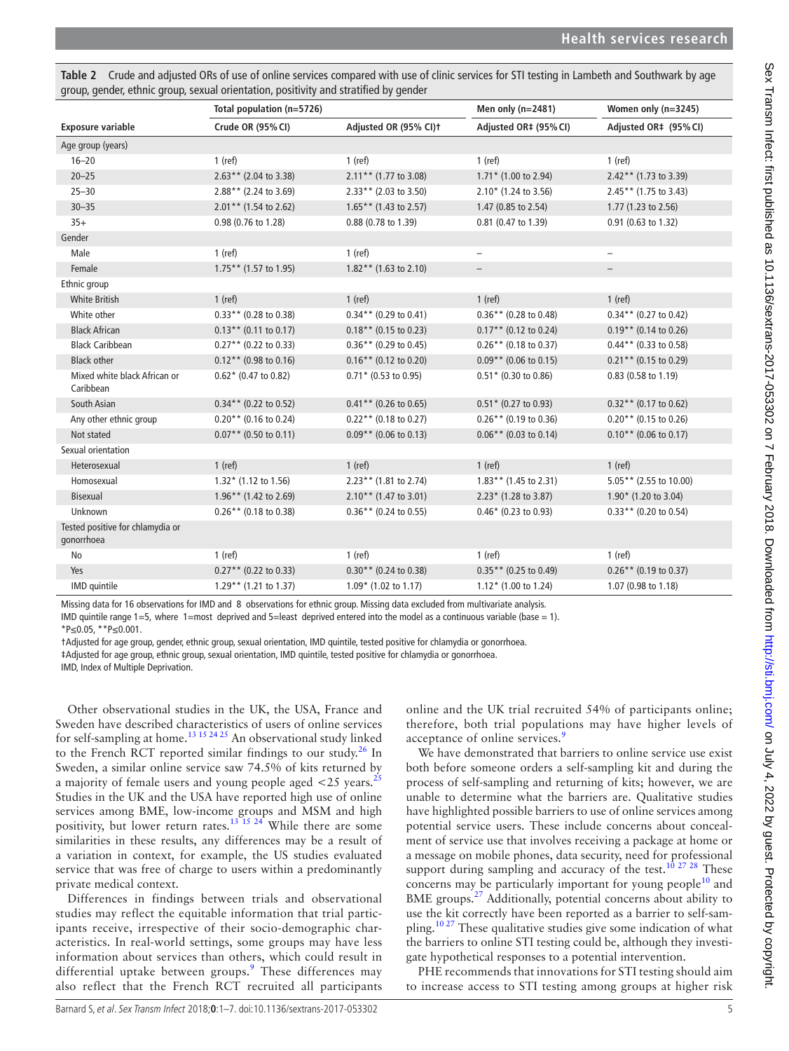**Table 2** Crude and adjusted ORs of use of online services compared with use of clinic services for STI testing in Lambeth and Southwark by age group, gender, ethnic group, sexual orientation, positivity and stratified by gender

| | Total population (n=5726) | | Men only (n=2481) | Women only (n=3245) |
|---|---|---|---|---|
| **Exposure variable** | **Crude OR (95% CI)** | **Adjusted OR (95% CI)†** | **Adjusted OR‡ (95% CI)** | **Adjusted OR‡ (95% CI)** |
| Age group (years) | | | | |
| 16–20 | 1 (ref) | 1 (ref) | 1 (ref) | 1 (ref) |
| 20–25 | 2.63** (2.04 to 3.38) | 2.11** (1.77 to 3.08) | 1.71* (1.00 to 2.94) | 2.42** (1.73 to 3.39) |
| 25–30 | 2.88** (2.24 to 3.69) | 2.33** (2.03 to 3.50) | 2.10* (1.24 to 3.56) | 2.45** (1.75 to 3.43) |
| 30–35 | 2.01** (1.54 to 2.62) | 1.65** (1.43 to 2.57) | 1.47 (0.85 to 2.54) | 1.77 (1.23 to 2.56) |
| 35+ | 0.98 (0.76 to 1.28) | 0.88 (0.78 to 1.39) | 0.81 (0.47 to 1.39) | 0.91 (0.63 to 1.32) |
| Gender | | | | |
| Male | 1 (ref) | 1 (ref) | – | – |
| Female | 1.75** (1.57 to 1.95) | 1.82** (1.63 to 2.10) | – | – |
| Ethnic group | | | | |
| White British | 1 (ref) | 1 (ref) | 1 (ref) | 1 (ref) |
| White other | 0.33** (0.28 to 0.38) | 0.34** (0.29 to 0.41) | 0.36** (0.28 to 0.48) | 0.34** (0.27 to 0.42) |
| Black African | 0.13** (0.11 to 0.17) | 0.18** (0.15 to 0.23) | 0.17** (0.12 to 0.24) | 0.19** (0.14 to 0.26) |
| Black Caribbean | 0.27** (0.22 to 0.33) | 0.36** (0.29 to 0.45) | 0.26** (0.18 to 0.37) | 0.44** (0.33 to 0.58) |
| Black other | 0.12** (0.98 to 0.16) | 0.16** (0.12 to 0.20) | 0.09** (0.06 to 0.15) | 0.21** (0.15 to 0.29) |
| Mixed white black African or Caribbean | 0.62* (0.47 to 0.82) | 0.71* (0.53 to 0.95) | 0.51* (0.30 to 0.86) | 0.83 (0.58 to 1.19) |
| South Asian | 0.34** (0.22 to 0.52) | 0.41** (0.26 to 0.65) | 0.51* (0.27 to 0.93) | 0.32** (0.17 to 0.62) |
| Any other ethnic group | 0.20** (0.16 to 0.24) | 0.22** (0.18 to 0.27) | 0.26** (0.19 to 0.36) | 0.20** (0.15 to 0.26) |
| Not stated | 0.07** (0.50 to 0.11) | 0.09** (0.06 to 0.13) | 0.06** (0.03 to 0.14) | 0.10** (0.06 to 0.17) |
| Sexual orientation | | | | |
| Heterosexual | 1 (ref) | 1 (ref) | 1 (ref) | 1 (ref) |
| Homosexual | 1.32* (1.12 to 1.56) | 2.23** (1.81 to 2.74) | 1.83** (1.45 to 2.31) | 5.05** (2.55 to 10.00) |
| Bisexual | 1.96** (1.42 to 2.69) | 2.10** (1.47 to 3.01) | 2.23* (1.28 to 3.87) | 1.90* (1.20 to 3.04) |
| Unknown | 0.26** (0.18 to 0.38) | 0.36** (0.24 to 0.55) | 0.46* (0.23 to 0.93) | 0.33** (0.20 to 0.54) |
| Tested positive for chlamydia or gonorrhoea | | | | |
| No | 1 (ref) | 1 (ref) | 1 (ref) | 1 (ref) |
| Yes | 0.27** (0.22 to 0.33) | 0.30** (0.24 to 0.38) | 0.35** (0.25 to 0.49) | 0.26** (0.19 to 0.37) |
| IMD quintile | 1.29** (1.21 to 1.37) | 1.09* (1.02 to 1.17) | 1.12* (1.00 to 1.24) | 1.07 (0.98 to 1.18) |

Missing data for 16 observations for IMD and 8 observations for ethnic group. Missing data excluded from multivariate analysis.
IMD quintile range 1=5, where 1=most deprived and 5=least deprived entered into the model as a continuous variable (base = 1).
*P≤0.05, **P≤0.001.
†Adjusted for age group, gender, ethnic group, sexual orientation, IMD quintile, tested positive for chlamydia or gonorrhoea.
‡Adjusted for age group, ethnic group, sexual orientation, IMD quintile, tested positive for chlamydia or gonorrhoea.
IMD, Index of Multiple Deprivation.

Other observational studies in the UK, the USA, France and Sweden have described characteristics of users of online services for self-sampling at home.[13 15 24 25] An observational study linked to the French RCT reported similar findings to our study.[26] In Sweden, a similar online service saw 74.5% of kits returned by a majority of female users and young people aged <25 years.[25] Studies in the UK and the USA have reported high use of online services among BME, low-income groups and MSM and high positivity, but lower return rates.[13 15 24] While there are some similarities in these results, any differences may be a result of a variation in context, for example, the US studies evaluated service that was free of charge to users within a predominantly private medical context.

Differences in findings between trials and observational studies may reflect the equitable information that trial participants receive, irrespective of their socio-demographic characteristics. In real-world settings, some groups may have less information about services than others, which could result in differential uptake between groups.[9] These differences may also reflect that the French RCT recruited all participants online and the UK trial recruited 54% of participants online; therefore, both trial populations may have higher levels of acceptance of online services.[9]

We have demonstrated that barriers to online service use exist both before someone orders a self-sampling kit and during the process of self-sampling and returning of kits; however, we are unable to determine what the barriers are. Qualitative studies have highlighted possible barriers to use of online services among potential service users. These include concerns about concealment of service use that involves receiving a package at home or a message on mobile phones, data security, need for professional support during sampling and accuracy of the test.[10 27 28] These concerns may be particularly important for young people[10] and BME groups.[27] Additionally, potential concerns about ability to use the kit correctly have been reported as a barrier to self-sampling.[10 27] These qualitative studies give some indication of what the barriers to online STI testing could be, although they investigate hypothetical responses to a potential intervention.

PHE recommends that innovations for STI testing should aim to increase access to STI testing among groups at higher risk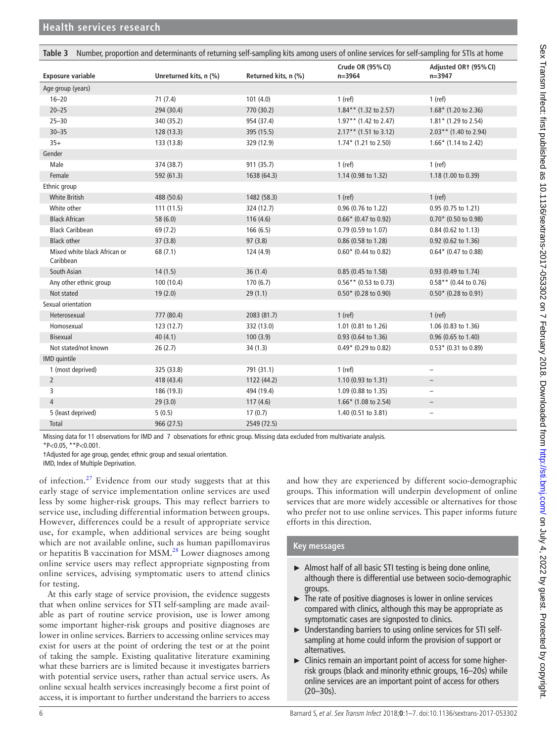**Table 3** Number, proportion and determinants of returning self-sampling kits among users of online services for self-sampling for STIs at home

| Exposure variable | Unreturned kits, n (%) | Returned kits, n (%) | Crude OR (95% CI) n=3964 | Adjusted OR† (95% CI) n=3947 |
|---|---|---|---|---|
| Age group (years) | | | | |
| 16–20 | 71 (7.4) | 101 (4.0) | 1 (ref) | 1 (ref) |
| 20–25 | 294 (30.4) | 770 (30.2) | 1.84** (1.32 to 2.57) | 1.68* (1.20 to 2.36) |
| 25–30 | 340 (35.2) | 954 (37.4) | 1.97** (1.42 to 2.47) | 1.81* (1.29 to 2.54) |
| 30–35 | 128 (13.3) | 395 (15.5) | 2.17** (1.51 to 3.12) | 2.03** (1.40 to 2.94) |
| 35+ | 133 (13.8) | 329 (12.9) | 1.74* (1.21 to 2.50) | 1.66* (1.14 to 2.42) |
| Gender | | | | |
| Male | 374 (38.7) | 911 (35.7) | 1 (ref) | 1 (ref) |
| Female | 592 (61.3) | 1638 (64.3) | 1.14 (0.98 to 1.32) | 1.18 (1.00 to 0.39) |
| Ethnic group | | | | |
| White British | 488 (50.6) | 1482 (58.3) | 1 (ref) | 1 (ref) |
| White other | 111 (11.5) | 324 (12.7) | 0.96 (0.76 to 1.22) | 0.95 (0.75 to 1.21) |
| Black African | 58 (6.0) | 116 (4.6) | 0.66* (0.47 to 0.92) | 0.70* (0.50 to 0.98) |
| Black Caribbean | 69 (7.2) | 166 (6.5) | 0.79 (0.59 to 1.07) | 0.84 (0.62 to 1.13) |
| Black other | 37 (3.8) | 97 (3.8) | 0.86 (0.58 to 1.28) | 0.92 (0.62 to 1.36) |
| Mixed white black African or Caribbean | 68 (7.1) | 124 (4.9) | 0.60* (0.44 to 0.82) | 0.64* (0.47 to 0.88) |
| South Asian | 14 (1.5) | 36 (1.4) | 0.85 (0.45 to 1.58) | 0.93 (0.49 to 1.74) |
| Any other ethnic group | 100 (10.4) | 170 (6.7) | 0.56** (0.53 to 0.73) | 0.58** (0.44 to 0.76) |
| Not stated | 19 (2.0) | 29 (1.1) | 0.50* (0.28 to 0.90) | 0.50* (0.28 to 0.91) |
| Sexual orientation | | | | |
| Heterosexual | 777 (80.4) | 2083 (81.7) | 1 (ref) | 1 (ref) |
| Homosexual | 123 (12.7) | 332 (13.0) | 1.01 (0.81 to 1.26) | 1.06 (0.83 to 1.36) |
| Bisexual | 40 (4.1) | 100 (3.9) | 0.93 (0.64 to 1.36) | 0.96 (0.65 to 1.40) |
| Not stated/not known | 26 (2.7) | 34 (1.3) | 0.49* (0.29 to 0.82) | 0.53* (0.31 to 0.89) |
| IMD quintile | | | | |
| 1 (most deprived) | 325 (33.8) | 791 (31.1) | 1 (ref) | – |
| 2 | 418 (43.4) | 1122 (44.2) | 1.10 (0.93 to 1.31) | – |
| 3 | 186 (19.3) | 494 (19.4) | 1.09 (0.88 to 1.35) | – |
| 4 | 29 (3.0) | 117 (4.6) | 1.66* (1.08 to 2.54) | – |
| 5 (least deprived) | 5 (0.5) | 17 (0.7) | 1.40 (0.51 to 3.81) | – |
| Total | 966 (27.5) | 2549 (72.5) | | |

Missing data for 11 observations for IMD and 7 observations for ethnic group. Missing data excluded from multivariate analysis.
*P<0.05, **P<0.001.
†Adjusted for age group, gender, ethnic group and sexual orientation.
IMD, Index of Multiple Deprivation.

of infection.[27] Evidence from our study suggests that at this early stage of service implementation online services are used less by some higher-risk groups. This may reflect barriers to service use, including differential information between groups. However, differences could be a result of appropriate service use, for example, when additional services are being sought which are not available online, such as human papillomavirus or hepatitis B vaccination for MSM.[28] Lower diagnoses among online service users may reflect appropriate signposting from online services, advising symptomatic users to attend clinics for testing.

At this early stage of service provision, the evidence suggests that when online services for STI self-sampling are made available as part of routine service provision, use is lower among some important higher-risk groups and positive diagnoses are lower in online services. Barriers to accessing online services may exist for users at the point of ordering the test or at the point of taking the sample. Existing qualitative literature examining what these barriers are is limited because it investigates barriers with potential service users, rather than actual service users. As online sexual health services increasingly become a first point of access, it is important to further understand the barriers to access and how they are experienced by different socio-demographic groups. This information will underpin development of online services that are more widely accessible or alternatives for those who prefer not to use online services. This paper informs future efforts in this direction.

### Key messages

- Almost half of all basic STI testing is being done online, although there is differential use between socio-demographic groups.
- The rate of positive diagnoses is lower in online services compared with clinics, although this may be appropriate as symptomatic cases are signposted to clinics.
- Understanding barriers to using online services for STI self-sampling at home could inform the provision of support or alternatives.
- Clinics remain an important point of access for some higher-risk groups (black and minority ethnic groups, 16–20s) while online services are an important point of access for others (20–30s).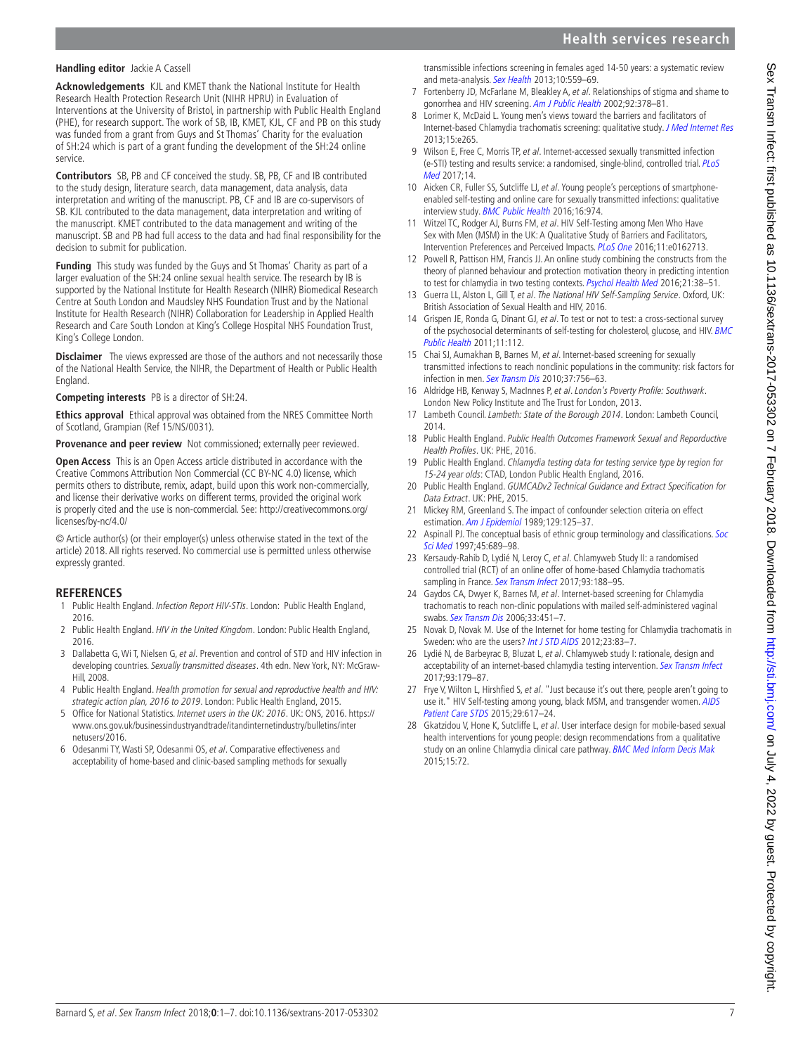**Handling editor** Jackie A Cassell

**Acknowledgements** KJL and KMET thank the National Institute for Health Research Health Protection Research Unit (NIHR HPRU) in Evaluation of Interventions at the University of Bristol, in partnership with Public Health England (PHE), for research support. The work of SB, IB, KMET, KJL, CF and PB on this study was funded from a grant from Guys and St Thomas' Charity for the evaluation of SH:24 which is part of a grant funding the development of the SH:24 online service.

**Contributors** SB, PB and CF conceived the study. SB, PB, CF and IB contributed to the study design, literature search, data management, data analysis, data interpretation and writing of the manuscript. PB, CF and IB are co-supervisors of SB. KJL contributed to the data management, data interpretation and writing of the manuscript. KMET contributed to the data management and writing of the manuscript. SB and PB had full access to the data and had final responsibility for the decision to submit for publication.

**Funding** This study was funded by the Guys and St Thomas' Charity as part of a larger evaluation of the SH:24 online sexual health service. The research by IB is supported by the National Institute for Health Research (NIHR) Biomedical Research Centre at South London and Maudsley NHS Foundation Trust and by the National Institute for Health Research (NIHR) Collaboration for Leadership in Applied Health Research and Care South London at King's College Hospital NHS Foundation Trust, King's College London.

**Disclaimer** The views expressed are those of the authors and not necessarily those of the National Health Service, the NIHR, the Department of Health or Public Health England.

**Competing interests** PB is a director of SH:24.

**Ethics approval** Ethical approval was obtained from the NRES Committee North of Scotland, Grampian (Ref 15/NS/0031).

**Provenance and peer review** Not commissioned; externally peer reviewed.

**Open Access** This is an Open Access article distributed in accordance with the Creative Commons Attribution Non Commercial (CC BY-NC 4.0) license, which permits others to distribute, remix, adapt, build upon this work non-commercially, and license their derivative works on different terms, provided the original work is properly cited and the use is non-commercial. See: http://creativecommons.org/licenses/by-nc/4.0/

© Article author(s) (or their employer(s) unless otherwise stated in the text of the article) 2018. All rights reserved. No commercial use is permitted unless otherwise expressly granted.

## REFERENCES

1. Public Health England. *Infection Report HIV-STIs*. London: Public Health England, 2016.
2. Public Health England. *HIV in the United Kingdom*. London: Public Health England, 2016.
3. Dallabetta G, Wi T, Nielsen G, *et al*. Prevention and control of STD and HIV infection in developing countries. *Sexually transmitted diseases*. 4th edn. New York, NY: McGraw-Hill, 2008.
4. Public Health England. *Health promotion for sexual and reproductive health and HIV: strategic action plan, 2016 to 2019*. London: Public Health England, 2015.
5. Office for National Statistics. *Internet users in the UK: 2016*. UK: ONS, 2016. https://www.ons.gov.uk/businessindustryandtrade/itandinternetindustry/bulletins/internetusers/2016.
6. Odesanmi TY, Wasti SP, Odesanmi OS, *et al*. Comparative effectiveness and acceptability of home-based and clinic-based sampling methods for sexually transmissible infections screening in females aged 14-50 years: a systematic review and meta-analysis. *Sex Health* 2013;10:559–69.
7. Fortenberry JD, McFarlane M, Bleakley A, *et al*. Relationships of stigma and shame to gonorrhea and HIV screening. *Am J Public Health* 2002;92:378–81.
8. Lorimer K, McDaid L. Young men's views toward the barriers and facilitators of Internet-based Chlamydia trachomatis screening: qualitative study. *J Med Internet Res* 2013;15:e265.
9. Wilson E, Free C, Morris TP, *et al*. Internet-accessed sexually transmitted infection (e-STI) testing and results service: a randomised, single-blind, controlled trial. *PLoS Med* 2017;14.
10. Aicken CR, Fuller SS, Sutcliffe LJ, *et al*. Young people's perceptions of smartphone-enabled self-testing and online care for sexually transmitted infections: qualitative interview study. *BMC Public Health* 2016;16:974.
11. Witzel TC, Rodger AJ, Burns FM, *et al*. HIV Self-Testing among Men Who Have Sex with Men (MSM) in the UK: A Qualitative Study of Barriers and Facilitators, Intervention Preferences and Perceived Impacts. *PLoS One* 2016;11:e0162713.
12. Powell R, Pattison HM, Francis JJ. An online study combining the constructs from the theory of planned behaviour and protection motivation theory in predicting intention to test for chlamydia in two testing contexts. *Psychol Health Med* 2016;21:38–51.
13. Guerra LL, Alston L, Gill T, *et al*. *The National HIV Self-Sampling Service*. Oxford, UK: British Association of Sexual Health and HIV, 2016.
14. Grispen JE, Ronda G, Dinant GJ, *et al*. To test or not to test: a cross-sectional survey of the psychosocial determinants of self-testing for cholesterol, glucose, and HIV. *BMC Public Health* 2011;11:112.
15. Chai SJ, Aumakhan B, Barnes M, *et al*. Internet-based screening for sexually transmitted infections to reach nonclinic populations in the community: risk factors for infection in men. *Sex Transm Dis* 2010;37:756–63.
16. Aldridge HB, Kenway S, MacInnes P, *et al*. *London's Poverty Profile: Southwark*. London New Policy Institute and The Trust for London, 2013.
17. Lambeth Council. *Lambeth: State of the Borough 2014*. London: Lambeth Council, 2014.
18. Public Health England. *Public Health Outcomes Framework Sexual and Reproductive Health Profiles*. UK: PHE, 2016.
19. Public Health England. *Chlamydia testing data for testing service type by region for 15-24 year olds*: CTAD, London Public Health England, 2016.
20. Public Health England. *GUMCADv2 Technical Guidance and Extract Specification for Data Extract*. UK: PHE, 2015.
21. Mickey RM, Greenland S. The impact of confounder selection criteria on effect estimation. *Am J Epidemiol* 1989;129:125–37.
22. Aspinall PJ. The conceptual basis of ethnic group terminology and classifications. *Soc Sci Med* 1997;45:689–98.
23. Kersaudy-Rahib D, Lydié N, Leroy C, *et al*. Chlamyweb Study II: a randomised controlled trial (RCT) of an online offer of home-based Chlamydia trachomatis sampling in France. *Sex Transm Infect* 2017;93:188–95.
24. Gaydos CA, Dwyer K, Barnes M, *et al*. Internet-based screening for Chlamydia trachomatis to reach non-clinic populations with mailed self-administered vaginal swabs. *Sex Transm Dis* 2006;33:451–7.
25. Novak D, Novak M. Use of the Internet for home testing for Chlamydia trachomatis in Sweden: who are the users? *Int J STD AIDS* 2012;23:83–7.
26. Lydié N, de Barbeyrac B, Bluzat L, *et al*. Chlamyweb study I: rationale, design and acceptability of an internet-based chlamydia testing intervention. *Sex Transm Infect* 2017;93:179–87.
27. Frye V, Wilton L, Hirshfied S, *et al*. "Just because it's out there, people aren't going to use it." HIV Self-testing among young, black MSM, and transgender women. *AIDS Patient Care STDS* 2015;29:617–24.
28. Gkatzidou V, Hone K, Sutcliffe L, *et al*. User interface design for mobile-based sexual health interventions for young people: design recommendations from a qualitative study on an online Chlamydia clinical care pathway. *BMC Med Inform Decis Mak* 2015;15:72.